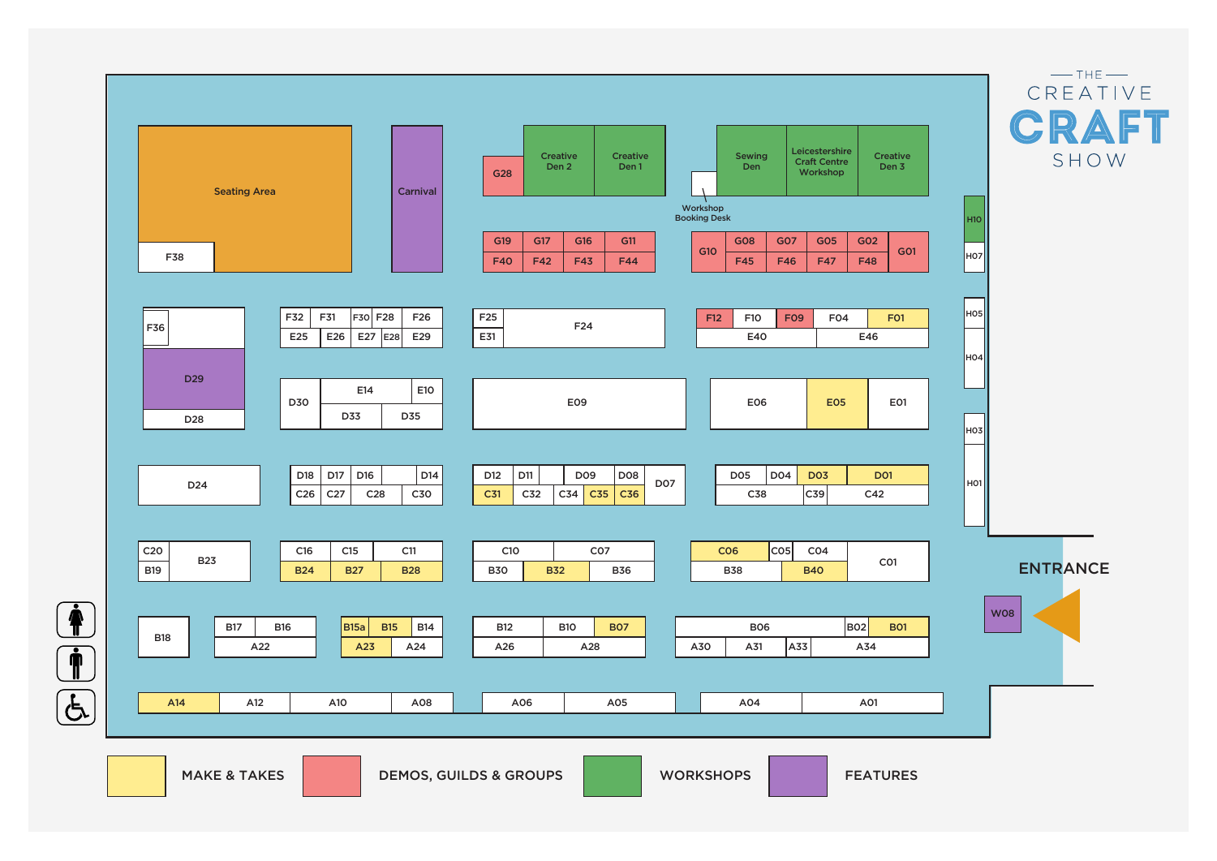# THE CREATIVE CRAFT SHOW

Seating Area

F38

Carnival

G28 | Creative Den 2 | Creative Den 1

Sewing Den | Leicestershire Craft Centre Workshop | Creative Den 3

Workshop Booking Desk

G19 G17 G16 G11
F40 F42 F43 F44

G10 G08 G07 G05 G02 G01
F45 F46 F47 F48

H10 H07 H05 H04 H03 H01

F36 D29 D28

F32 F31 F30 F28 F26
E25 E26 E27 E28 E29

F25 F24 E31

F12 F10 F09 F04 F01
E40 E46

D30 E14 E10 D33 D35

E09

E06 E05 E01

D24

D18 D17 D16 D14
C26 C27 C28 C30

D12 D11 D09 D08 D07
C31 C32 C34 C35 C36

D05 D04 D03 D01
C38 C39 C42

C20 B23 B19

C16 C15 C11
B24 B27 B28

C10 C07
B30 B32 B36

C06 C05 C04 C01
B38 B40

ENTRANCE

W08

B18

B17 B16 A22

B15a B15 B14
A23 A24

B12 B10 B07
A26 A28

B06 B02 B01
A30 A31 A33 A34

A14 A12 A10 A08 A06 A05 A04 A01

MAKE & TAKES | DEMOS, GUILDS & GROUPS | WORKSHOPS | FEATURES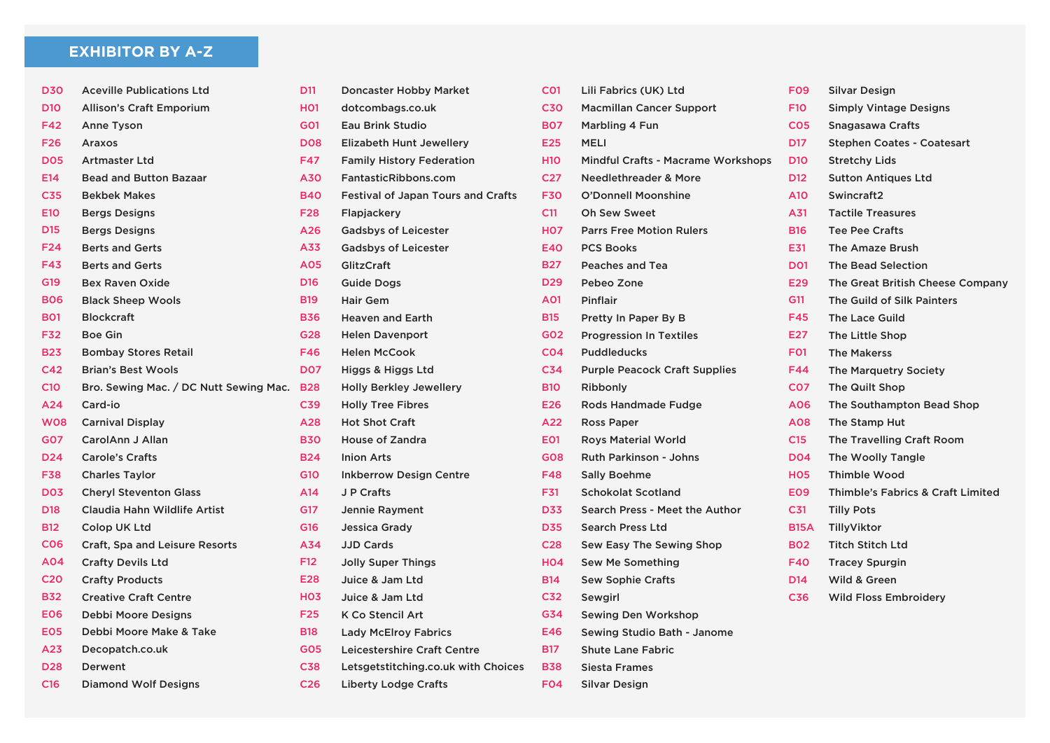## EXHIBITOR BY A-Z

| | |
|---|---|
| D30 | Aceville Publications Ltd |
| D10 | Allison's Craft Emporium |
| F42 | Anne Tyson |
| F26 | Araxos |
| D05 | Artmaster Ltd |
| E14 | Bead and Button Bazaar |
| C35 | Bekbek Makes |
| E10 | Bergs Designs |
| D15 | Bergs Designs |
| F24 | Berts and Gerts |
| F43 | Berts and Gerts |
| G19 | Bex Raven Oxide |
| B06 | Black Sheep Wools |
| B01 | Blockcraft |
| F32 | Boe Gin |
| B23 | Bombay Stores Retail |
| C42 | Brian's Best Wools |
| C10 | Bro. Sewing Mac. / DC Nutt Sewing Mac. |
| A24 | Card-io |
| W08 | Carnival Display |
| G07 | CarolAnn J Allan |
| D24 | Carole's Crafts |
| F38 | Charles Taylor |
| D03 | Cheryl Steventon Glass |
| D18 | Claudia Hahn Wildlife Artist |
| B12 | Colop UK Ltd |
| C06 | Craft, Spa and Leisure Resorts |
| A04 | Crafty Devils Ltd |
| C20 | Crafty Products |
| B32 | Creative Craft Centre |
| E06 | Debbi Moore Designs |
| E05 | Debbi Moore Make & Take |
| A23 | Decopatch.co.uk |
| D28 | Derwent |
| C16 | Diamond Wolf Designs |
| D11 | Doncaster Hobby Market |
| H01 | dotcombags.co.uk |
| G01 | Eau Brink Studio |
| D08 | Elizabeth Hunt Jewellery |
| F47 | Family History Federation |
| A30 | FantasticRibbons.com |
| B40 | Festival of Japan Tours and Crafts |
| F28 | Flapjackery |
| A26 | Gadsbys of Leicester |
| A33 | Gadsbys of Leicester |
| A05 | GlitzCraft |
| D16 | Guide Dogs |
| B19 | Hair Gem |
| B36 | Heaven and Earth |
| G28 | Helen Davenport |
| F46 | Helen McCook |
| D07 | Higgs & Higgs Ltd |
| B28 | Holly Berkley Jewellery |
| C39 | Holly Tree Fibres |
| A28 | Hot Shot Craft |
| B30 | House of Zandra |
| B24 | Inion Arts |
| G10 | Inkberrow Design Centre |
| A14 | J P Crafts |
| G17 | Jennie Rayment |
| G16 | Jessica Grady |
| A34 | JJD Cards |
| F12 | Jolly Super Things |
| E28 | Juice & Jam Ltd |
| H03 | Juice & Jam Ltd |
| F25 | K Co Stencil Art |
| B18 | Lady McElroy Fabrics |
| G05 | Leicestershire Craft Centre |
| C38 | Letsgetstitching.co.uk with Choices |
| C26 | Liberty Lodge Crafts |
| C01 | Lili Fabrics (UK) Ltd |
| C30 | Macmillan Cancer Support |
| B07 | Marbling 4 Fun |
| E25 | MELI |
| H10 | Mindful Crafts - Macrame Workshops |
| C27 | Needlethreader & More |
| F30 | O'Donnell Moonshine |
| C11 | Oh Sew Sweet |
| H07 | Parrs Free Motion Rulers |
| E40 | PCS Books |
| B27 | Peaches and Tea |
| D29 | Pebeo Zone |
| A01 | Pinflair |
| B15 | Pretty In Paper By B |
| G02 | Progression In Textiles |
| C04 | Puddleducks |
| C34 | Purple Peacock Craft Supplies |
| B10 | Ribbonly |
| E26 | Rods Handmade Fudge |
| A22 | Ross Paper |
| E01 | Roys Material World |
| G08 | Ruth Parkinson - Johns |
| F48 | Sally Boehme |
| F31 | Schokolat Scotland |
| D33 | Search Press - Meet the Author |
| D35 | Search Press Ltd |
| C28 | Sew Easy The Sewing Shop |
| H04 | Sew Me Something |
| B14 | Sew Sophie Crafts |
| C32 | Sewgirl |
| G34 | Sewing Den Workshop |
| E46 | Sewing Studio Bath - Janome |
| B17 | Shute Lane Fabric |
| B38 | Siesta Frames |
| F04 | Silvar Design |
| F09 | Silvar Design |
| F10 | Simply Vintage Designs |
| C05 | Snagasawa Crafts |
| D17 | Stephen Coates - Coatesart |
| D10 | Stretchy Lids |
| D12 | Sutton Antiques Ltd |
| A10 | Swincraft2 |
| A31 | Tactile Treasures |
| B16 | Tee Pee Crafts |
| E31 | The Amaze Brush |
| D01 | The Bead Selection |
| E29 | The Great British Cheese Company |
| G11 | The Guild of Silk Painters |
| F45 | The Lace Guild |
| E27 | The Little Shop |
| F01 | The Makerss |
| F44 | The Marquetry Society |
| C07 | The Quilt Shop |
| A06 | The Southampton Bead Shop |
| A08 | The Stamp Hut |
| C15 | The Travelling Craft Room |
| D04 | The Woolly Tangle |
| H05 | Thimble Wood |
| E09 | Thimble's Fabrics & Craft Limited |
| C31 | Tilly Pots |
| B15A | TillyViktor |
| B02 | Titch Stitch Ltd |
| F40 | Tracey Spurgin |
| D14 | Wild & Green |
| C36 | Wild Floss Embroidery |